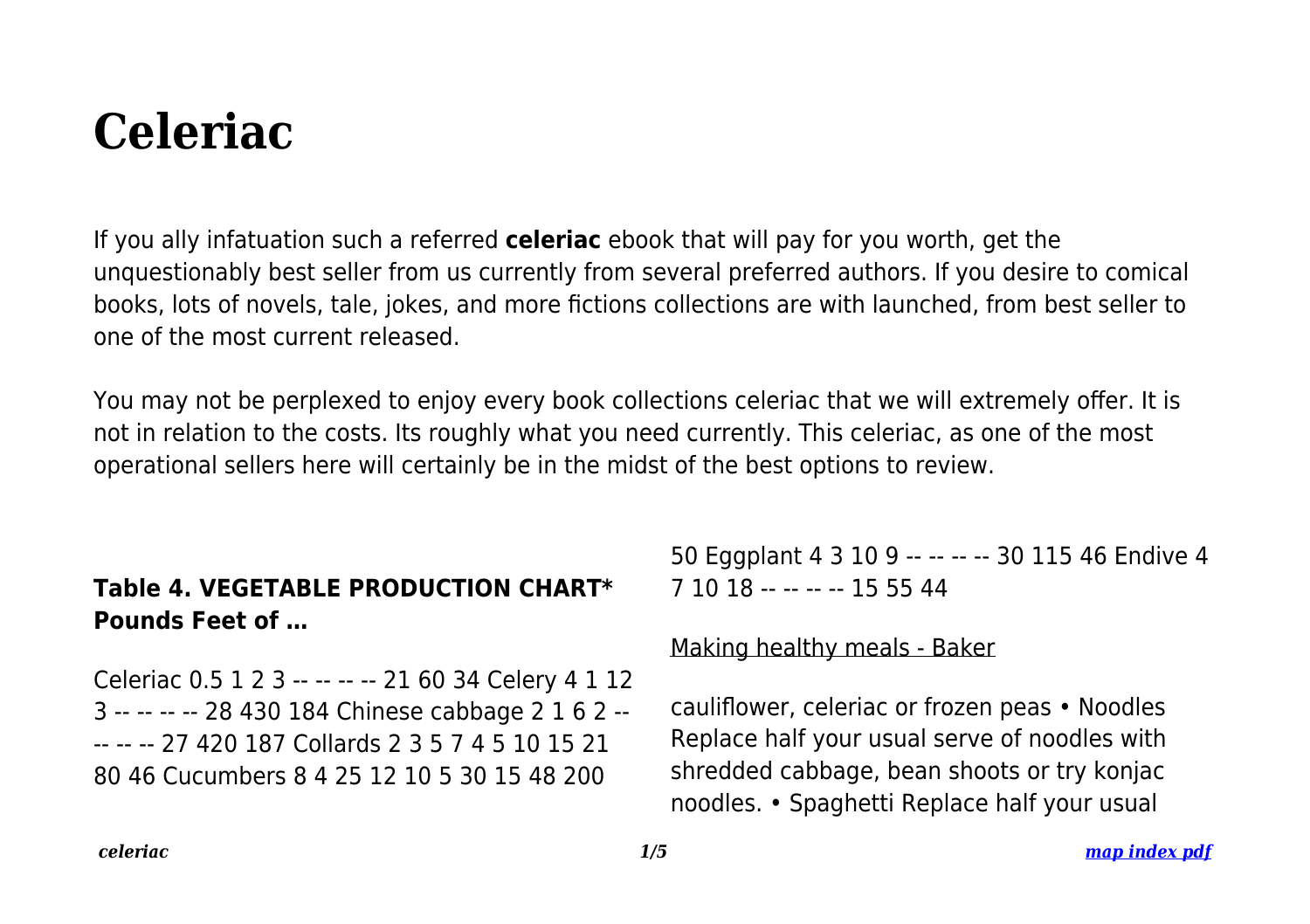# Celeriac

If you ally infatuation such a referred **celeriac** ebook that will pay for you worth, get the unquestionably best seller from us currently from several preferred authors. If you desire to comical books, lots of novels, tale, jokes, and more fictions collections are with launched, from best seller to one of the most current released.

You may not be perplexed to enjoy every book collections celeriac that we will extremely offer. It is not in relation to the costs. Its roughly what you need currently. This celeriac, as one of the most operational sellers here will certainly be in the midst of the best options to review.

### Table 4. VEGETABLE PRODUCTION CHART* Pounds Feet of …

Celeriac 0.5 1 2 3 -- -- -- -- 21 60 34 Celery 4 1 12 3 -- -- -- -- 28 430 184 Chinese cabbage 2 1 6 2 -- -- -- -- 27 420 187 Collards 2 3 5 7 4 5 10 15 21 80 46 Cucumbers 8 4 25 12 10 5 30 15 48 200 50 Eggplant 4 3 10 9 -- -- -- -- 30 115 46 Endive 4 7 10 18 -- -- -- -- 15 55 44

### Making healthy meals - Baker

cauliflower, celeriac or frozen peas • Noodles Replace half your usual serve of noodles with shredded cabbage, bean shoots or try konjac noodles. • Spaghetti Replace half your usual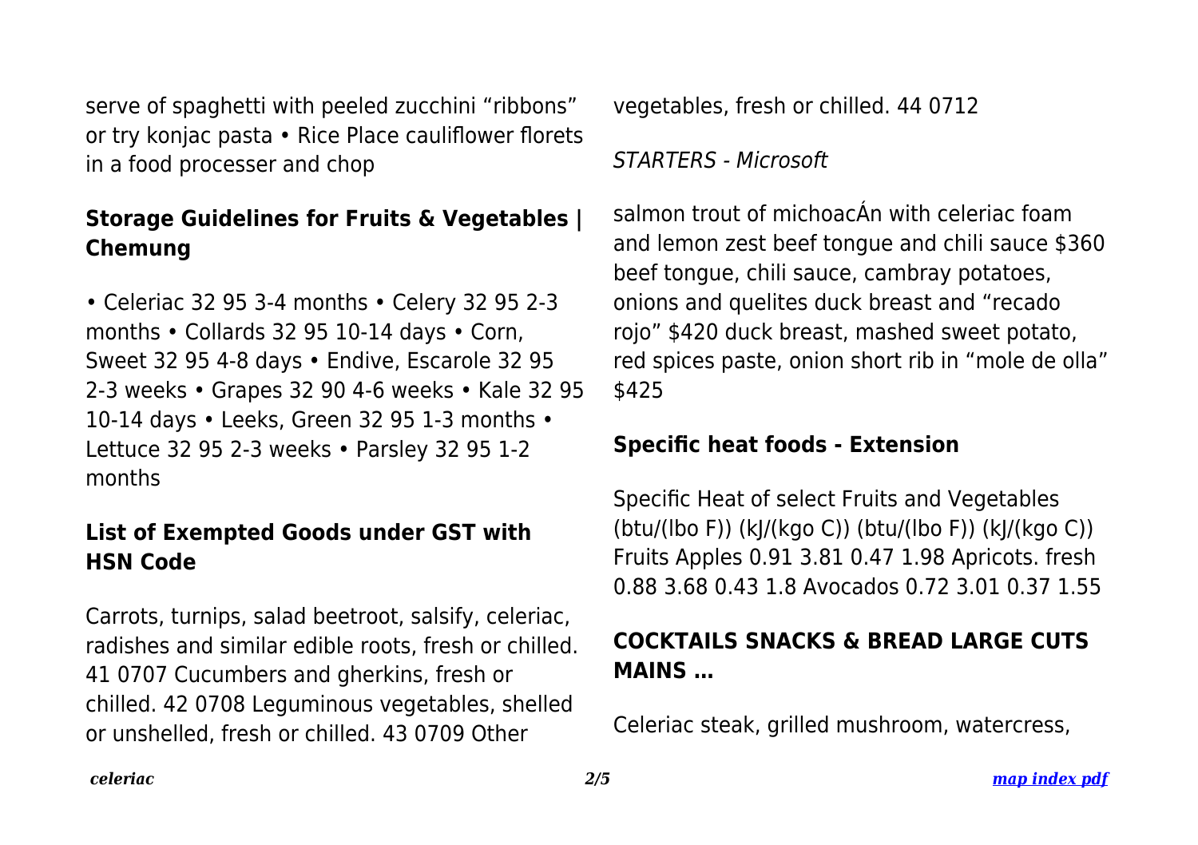serve of spaghetti with peeled zucchini "ribbons" or try konjac pasta • Rice Place cauliflower florets in a food processer and chop

## Storage Guidelines for Fruits & Vegetables | Chemung

• Celeriac 32 95 3-4 months • Celery 32 95 2-3 months • Collards 32 95 10-14 days • Corn, Sweet 32 95 4-8 days • Endive, Escarole 32 95 2-3 weeks • Grapes 32 90 4-6 weeks • Kale 32 95 10-14 days • Leeks, Green 32 95 1-3 months • Lettuce 32 95 2-3 weeks • Parsley 32 95 1-2 months

## List of Exempted Goods under GST with HSN Code

Carrots, turnips, salad beetroot, salsify, celeriac, radishes and similar edible roots, fresh or chilled. 41 0707 Cucumbers and gherkins, fresh or chilled. 42 0708 Leguminous vegetables, shelled or unshelled, fresh or chilled. 43 0709 Other vegetables, fresh or chilled. 44 0712

*STARTERS - Microsoft*

salmon trout of michoacÁn with celeriac foam and lemon zest beef tongue and chili sauce $360 beef tongue, chili sauce, cambray potatoes, onions and quelites duck breast and "recado rojo" $420 duck breast, mashed sweet potato, red spices paste, onion short rib in "mole de olla" $425

## Specific heat foods - Extension

Specific Heat of select Fruits and Vegetables (btu/(lbo F)) (kJ/(kgo C)) (btu/(lbo F)) (kJ/(kgo C)) Fruits Apples 0.91 3.81 0.47 1.98 Apricots. fresh 0.88 3.68 0.43 1.8 Avocados 0.72 3.01 0.37 1.55

## COCKTAILS SNACKS & BREAD LARGE CUTS MAINS …

Celeriac steak, grilled mushroom, watercress,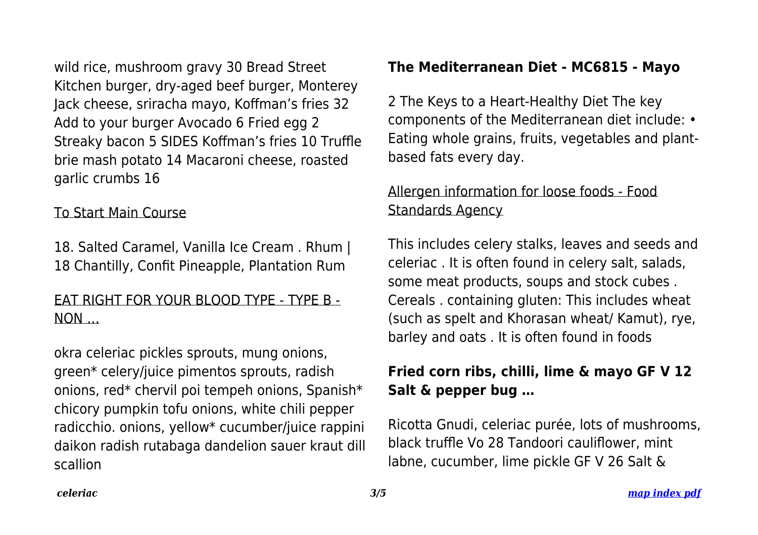wild rice, mushroom gravy 30 Bread Street Kitchen burger, dry-aged beef burger, Monterey Jack cheese, sriracha mayo, Koffman's fries 32 Add to your burger Avocado 6 Fried egg 2 Streaky bacon 5 SIDES Koffman's fries 10 Truffle brie mash potato 14 Macaroni cheese, roasted garlic crumbs 16

To Start Main Course

18. Salted Caramel, Vanilla Ice Cream . Rhum | 18 Chantilly, Confit Pineapple, Plantation Rum

EAT RIGHT FOR YOUR BLOOD TYPE - TYPE B - NON …

okra celeriac pickles sprouts, mung onions, green* celery/juice pimentos sprouts, radish onions, red* chervil poi tempeh onions, Spanish* chicory pumpkin tofu onions, white chili pepper radicchio. onions, yellow* cucumber/juice rappini daikon radish rutabaga dandelion sauer kraut dill scallion

**The Mediterranean Diet - MC6815 - Mayo**

2 The Keys to a Heart-Healthy Diet The key components of the Mediterranean diet include: • Eating whole grains, fruits, vegetables and plant-based fats every day.

Allergen information for loose foods - Food Standards Agency

This includes celery stalks, leaves and seeds and celeriac . It is often found in celery salt, salads, some meat products, soups and stock cubes . Cereals . containing gluten: This includes wheat (such as spelt and Khorasan wheat/ Kamut), rye, barley and oats . It is often found in foods

**Fried corn ribs, chilli, lime & mayo GF V 12 Salt & pepper bug …**

Ricotta Gnudi, celeriac purée, lots of mushrooms, black truffle Vo 28 Tandoori cauliflower, mint labne, cucumber, lime pickle GF V 26 Salt &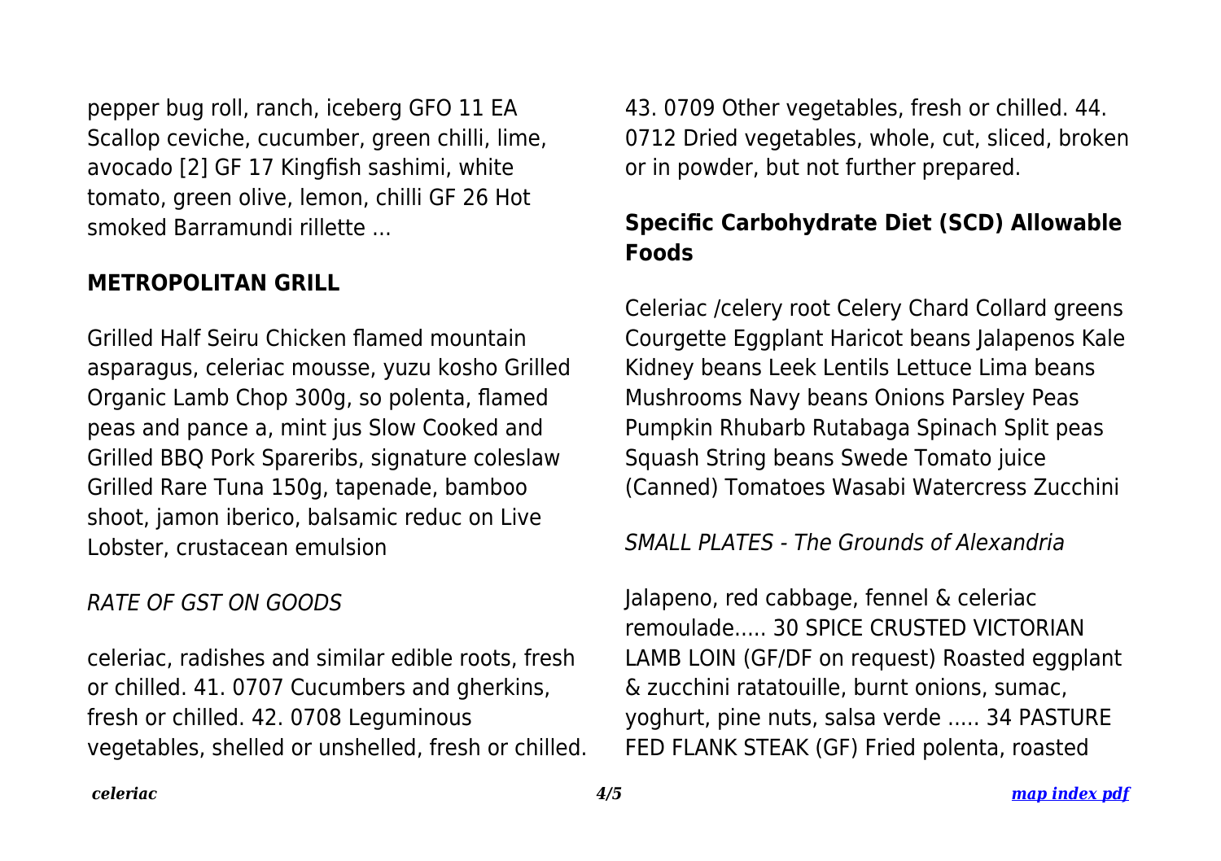pepper bug roll, ranch, iceberg GFO 11 EA Scallop ceviche, cucumber, green chilli, lime, avocado [2] GF 17 Kingfish sashimi, white tomato, green olive, lemon, chilli GF 26 Hot smoked Barramundi rillette ...

## METROPOLITAN GRILL

Grilled Half Seiru Chicken flamed mountain asparagus, celeriac mousse, yuzu kosho Grilled Organic Lamb Chop 300g, so polenta, flamed peas and pance a, mint jus Slow Cooked and Grilled BBQ Pork Spareribs, signature coleslaw Grilled Rare Tuna 150g, tapenade, bamboo shoot, jamon iberico, balsamic reduc on Live Lobster, crustacean emulsion

*RATE OF GST ON GOODS*

celeriac, radishes and similar edible roots, fresh or chilled. 41. 0707 Cucumbers and gherkins, fresh or chilled. 42. 0708 Leguminous vegetables, shelled or unshelled, fresh or chilled. 43. 0709 Other vegetables, fresh or chilled. 44. 0712 Dried vegetables, whole, cut, sliced, broken or in powder, but not further prepared.

## Specific Carbohydrate Diet (SCD) Allowable Foods

Celeriac /celery root Celery Chard Collard greens Courgette Eggplant Haricot beans Jalapenos Kale Kidney beans Leek Lentils Lettuce Lima beans Mushrooms Navy beans Onions Parsley Peas Pumpkin Rhubarb Rutabaga Spinach Split peas Squash String beans Swede Tomato juice (Canned) Tomatoes Wasabi Watercress Zucchini

*SMALL PLATES - The Grounds of Alexandria*

Jalapeno, red cabbage, fennel & celeriac remoulade..... 30 SPICE CRUSTED VICTORIAN LAMB LOIN (GF/DF on request) Roasted eggplant & zucchini ratatouille, burnt onions, sumac, yoghurt, pine nuts, salsa verde ..... 34 PASTURE FED FLANK STEAK (GF) Fried polenta, roasted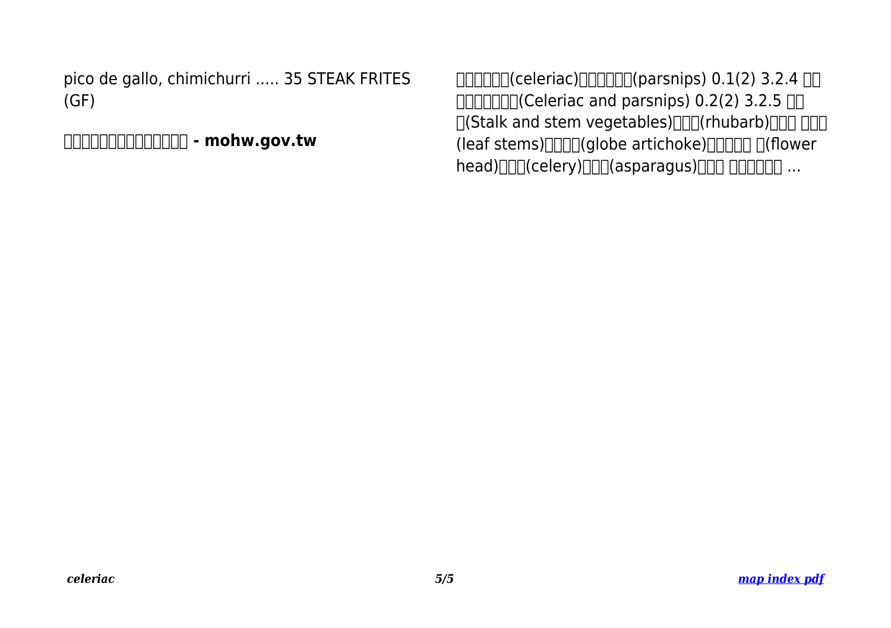pico de gallo, chimichurri ..... 35 STEAK FRITES (GF)

**□□□□□□□□□□□□□□□ - mohw.gov.tw**

□□□□□□(celeriac)□□□□□□(parsnips) 0.1(2) 3.2.4 □□ □□□□□□□(Celeriac and parsnips) 0.2(2) 3.2.5 □□ □(Stalk and stem vegetables)□□□(rhubarb)□□□ □□□ (leaf stems)□□□□(globe artichoke)□□□□□ □(flower head)□□□(celery)□□□(asparagus)□□□ □□□□□□ ...